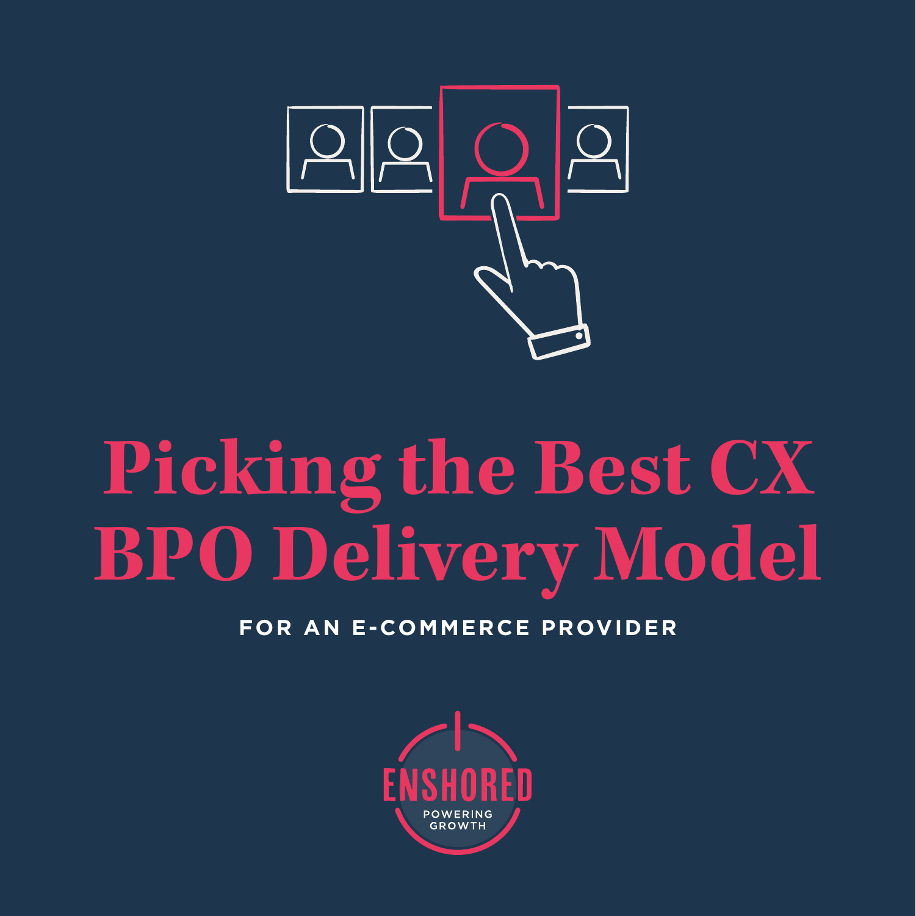# Picking the Best CX BPO Delivery Model

**FOR AN E-COMMERCE PROVIDER**

ENSHORED

POWERING GROWTH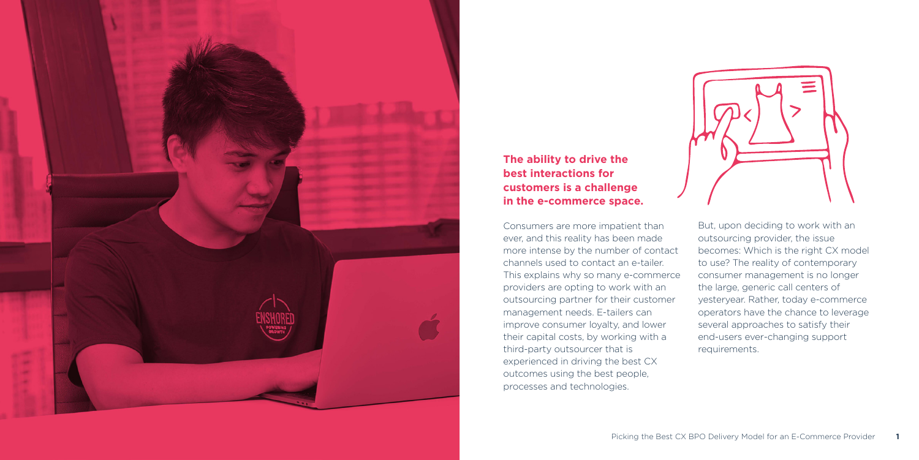**The ability to drive the best interactions for customers is a challenge in the e-commerce space.**

Consumers are more impatient than ever, and this reality has been made more intense by the number of contact channels used to contact an e-tailer. This explains why so many e-commerce providers are opting to work with an outsourcing partner for their customer management needs. E-tailers can improve consumer loyalty, and lower their capital costs, by working with a third-party outsourcer that is experienced in driving the best CX outcomes using the best people, processes and technologies.

But, upon deciding to work with an outsourcing provider, the issue becomes: Which is the right CX model to use? The reality of contemporary consumer management is no longer the large, generic call centers of yesteryear. Rather, today e-commerce operators have the chance to leverage several approaches to satisfy their end-users ever-changing support requirements.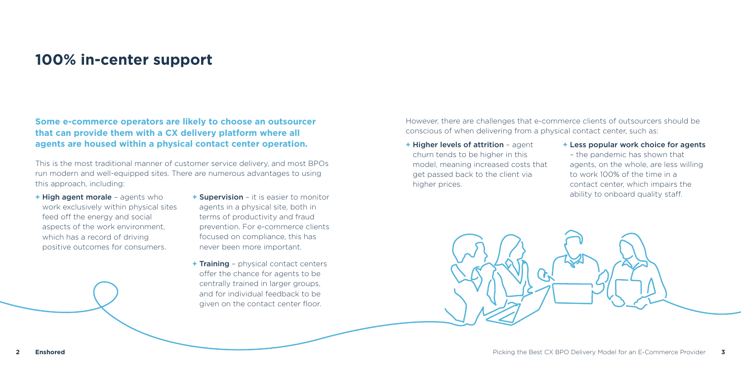# 100% in-center support

**Some e-commerce operators are likely to choose an outsourcer that can provide them with a CX delivery platform where all agents are housed within a physical contact center operation.**

This is the most traditional manner of customer service delivery, and most BPOs run modern and well-equipped sites. There are numerous advantages to using this approach, including:

- **High agent morale** – agents who work exclusively within physical sites feed off the energy and social aspects of the work environment, which has a record of driving positive outcomes for consumers.
- **Supervision** – it is easier to monitor agents in a physical site, both in terms of productivity and fraud prevention. For e-commerce clients focused on compliance, this has never been more important.
- **Training** – physical contact centers offer the chance for agents to be centrally trained in larger groups, and for individual feedback to be given on the contact center floor.

However, there are challenges that e-commerce clients of outsourcers should be conscious of when delivering from a physical contact center, such as:

- **Higher levels of attrition** – agent churn tends to be higher in this model, meaning increased costs that get passed back to the client via higher prices.
- **Less popular work choice for agents** – the pandemic has shown that agents, on the whole, are less willing to work 100% of the time in a contact center, which impairs the ability to onboard quality staff.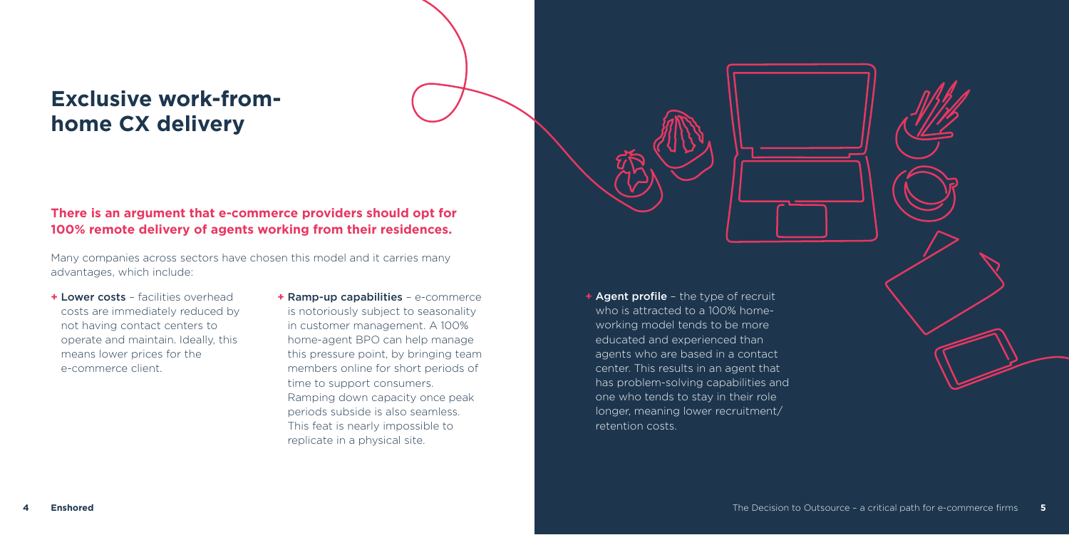# Exclusive work-from-home CX delivery

**There is an argument that e-commerce providers should opt for 100% remote delivery of agents working from their residences.**

Many companies across sectors have chosen this model and it carries many advantages, which include:

+ **Lower costs** – facilities overhead costs are immediately reduced by not having contact centers to operate and maintain. Ideally, this means lower prices for the e-commerce client.

+ **Ramp-up capabilities** – e-commerce is notoriously subject to seasonality in customer management. A 100% home-agent BPO can help manage this pressure point, by bringing team members online for short periods of time to support consumers. Ramping down capacity once peak periods subside is also seamless. This feat is nearly impossible to replicate in a physical site.

+ **Agent profile** – the type of recruit who is attracted to a 100% home-working model tends to be more educated and experienced than agents who are based in a contact center. This results in an agent that has problem-solving capabilities and one who tends to stay in their role longer, meaning lower recruitment/retention costs.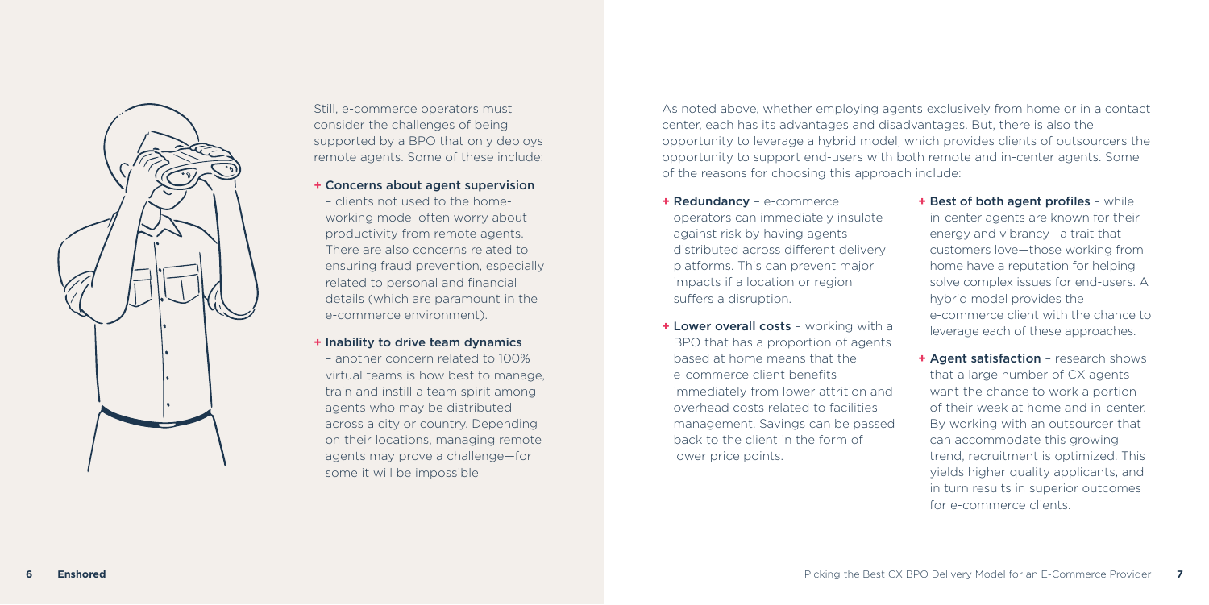Still, e-commerce operators must consider the challenges of being supported by a BPO that only deploys remote agents. Some of these include:

- **Concerns about agent supervision** – clients not used to the home-working model often worry about productivity from remote agents. There are also concerns related to ensuring fraud prevention, especially related to personal and financial details (which are paramount in the e-commerce environment).
- **Inability to drive team dynamics** – another concern related to 100% virtual teams is how best to manage, train and instill a team spirit among agents who may be distributed across a city or country. Depending on their locations, managing remote agents may prove a challenge—for some it will be impossible.

As noted above, whether employing agents exclusively from home or in a contact center, each has its advantages and disadvantages. But, there is also the opportunity to leverage a hybrid model, which provides clients of outsourcers the opportunity to support end-users with both remote and in-center agents. Some of the reasons for choosing this approach include:

- **Redundancy** – e-commerce operators can immediately insulate against risk by having agents distributed across different delivery platforms. This can prevent major impacts if a location or region suffers a disruption.
- **Lower overall costs** – working with a BPO that has a proportion of agents based at home means that the e-commerce client benefits immediately from lower attrition and overhead costs related to facilities management. Savings can be passed back to the client in the form of lower price points.
- **Best of both agent profiles** – while in-center agents are known for their energy and vibrancy—a trait that customers love—those working from home have a reputation for helping solve complex issues for end-users. A hybrid model provides the e-commerce client with the chance to leverage each of these approaches.
- **Agent satisfaction** – research shows that a large number of CX agents want the chance to work a portion of their week at home and in-center. By working with an outsourcer that can accommodate this growing trend, recruitment is optimized. This yields higher quality applicants, and in turn results in superior outcomes for e-commerce clients.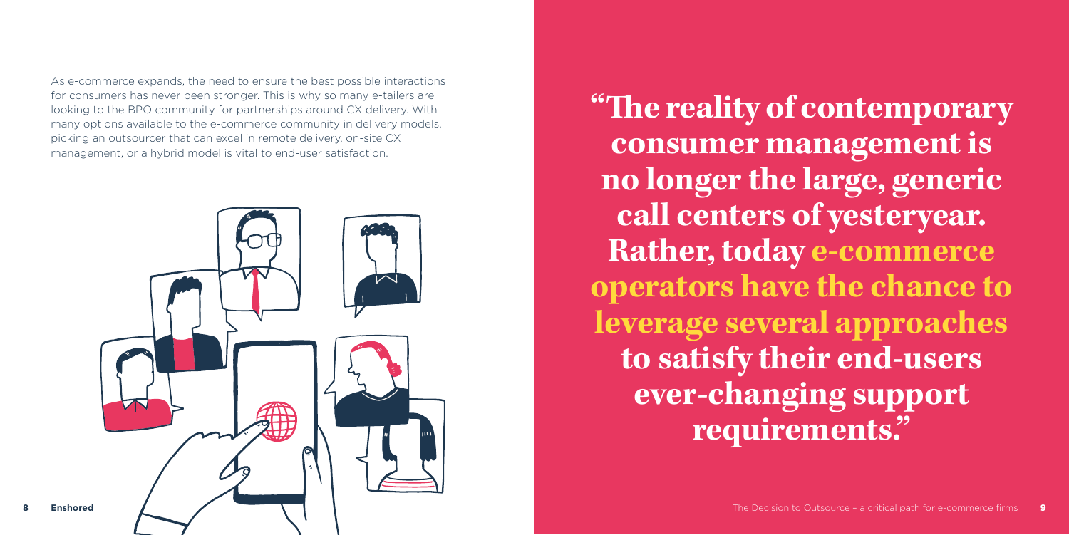As e-commerce expands, the need to ensure the best possible interactions for consumers has never been stronger. This is why so many e-tailers are looking to the BPO community for partnerships around CX delivery. With many options available to the e-commerce community in delivery models, picking an outsourcer that can excel in remote delivery, on-site CX management, or a hybrid model is vital to end-user satisfaction.

> **"The reality of contemporary consumer management is no longer the large, generic call centers of yesteryear. Rather, today e-commerce operators have the chance to leverage several approaches to satisfy their end-users ever-changing support requirements."**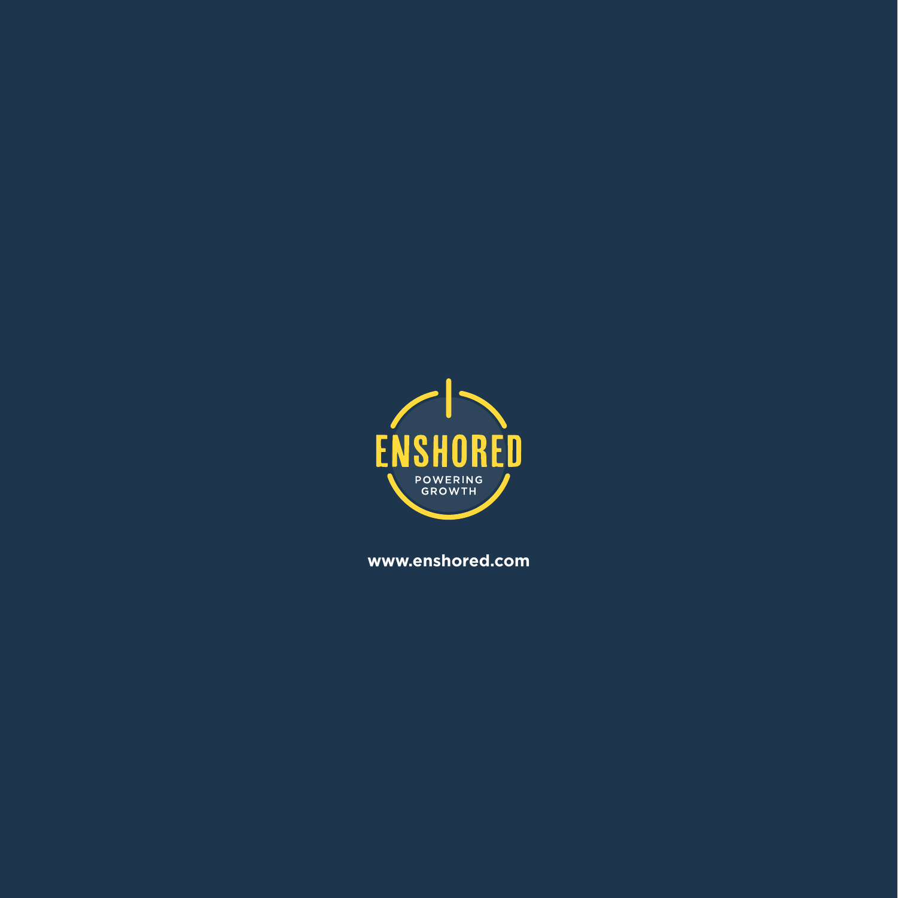ENSHORED

POWERING GROWTH

www.enshored.com